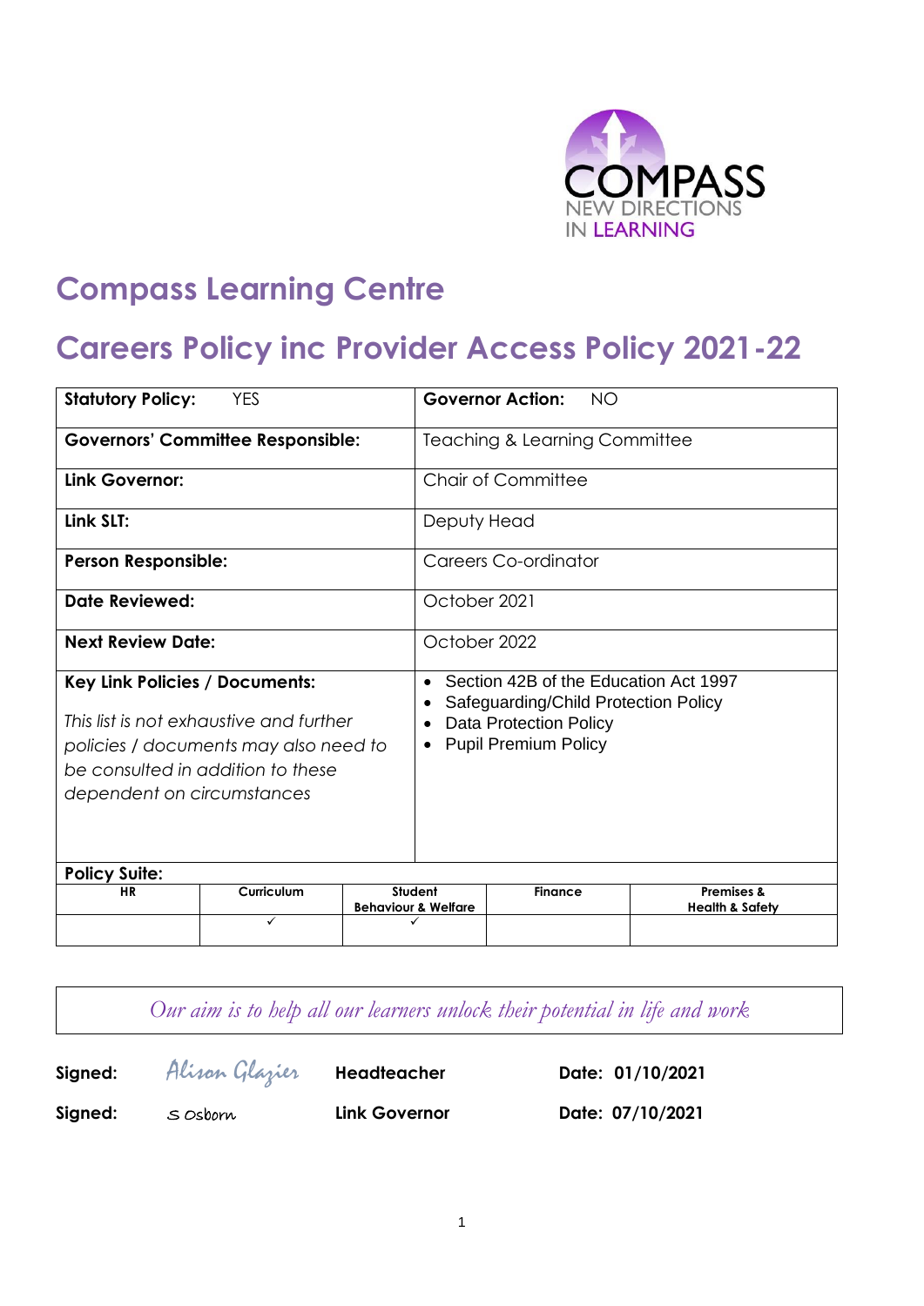COMPASS
NEW DIRECTIONS
IN LEARNING

# Compass Learning Centre

# Careers Policy inc Provider Access Policy 2021-22

| **Statutory Policy:** YES | **Governor Action:** NO |
|---|---|
| **Governors' Committee Responsible:** | Teaching & Learning Committee |
| **Link Governor:** | Chair of Committee |
| **Link SLT:** | Deputy Head |
| **Person Responsible:** | Careers Co-ordinator |
| **Date Reviewed:** | October 2021 |
| **Next Review Date:** | October 2022 |
| **Key Link Policies / Documents:** *This list is not exhaustive and further policies / documents may also need to be consulted in addition to these dependent on circumstances* | • Section 42B of the Education Act 1997 • Safeguarding/Child Protection Policy • Data Protection Policy • Pupil Premium Policy |

**Policy Suite:**

| HR | Curriculum | Student Behaviour & Welfare | Finance | Premises & Health & Safety |
|---|---|---|---|---|
| | ✓ | ✓ | | |

*Our aim is to help all our learners unlock their potential in life and work*

| | | | |
|---|---|---|---|
| **Signed:** | Alison Glazier | **Headteacher** | **Date: 01/10/2021** |
| **Signed:** | S Osborn | **Link Governor** | **Date: 07/10/2021** |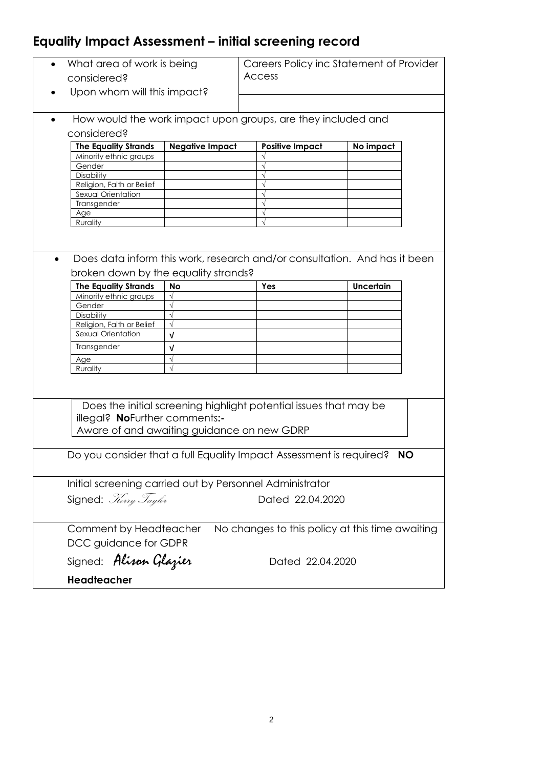# Equality Impact Assessment – initial screening record

- What area of work is being considered?
- Upon whom will this impact?

Careers Policy inc Statement of Provider Access

- How would the work impact upon groups, are they included and considered?

| The Equality Strands | Negative Impact | Positive Impact | No impact |
|---|---|---|---|
| Minority ethnic groups | | √ | |
| Gender | | √ | |
| Disability | | √ | |
| Religion, Faith or Belief | | √ | |
| Sexual Orientation | | √ | |
| Transgender | | √ | |
| Age | | √ | |
| Rurality | | √ | |

- Does data inform this work, research and/or consultation. And has it been broken down by the equality strands?

| The Equality Strands | No | Yes | Uncertain |
|---|---|---|---|
| Minority ethnic groups | √ | | |
| Gender | √ | | |
| Disability | √ | | |
| Religion, Faith or Belief | √ | | |
| Sexual Orientation | √ | | |
| Transgender | √ | | |
| Age | √ | | |
| Rurality | √ | | |

Does the initial screening highlight potential issues that may be illegal? **No**Further comments**:-**
Aware of and awaiting guidance on new GDRP

Do you consider that a full Equality Impact Assessment is required? **NO**

Initial screening carried out by Personnel Administrator

Signed: *Kerry Taylor* Dated 22.04.2020

Comment by Headteacher No changes to this policy at this time awaiting DCC guidance for GDPR

Signed: *Alison Glazier* Dated 22.04.2020

**Headteacher**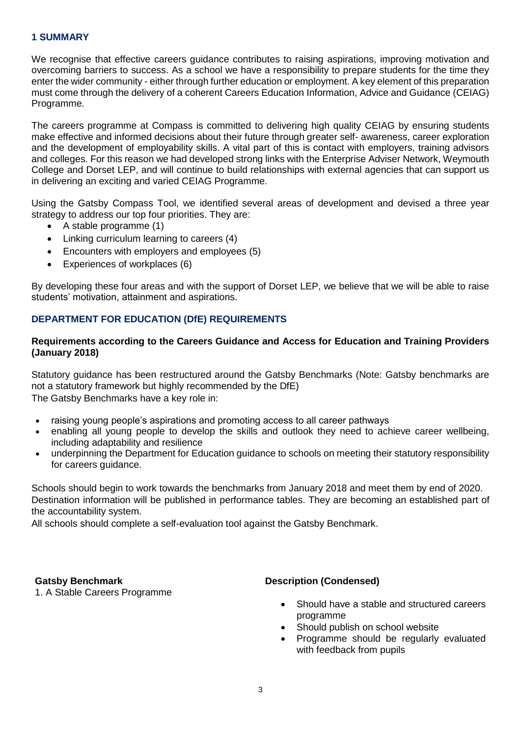## 1 SUMMARY

We recognise that effective careers guidance contributes to raising aspirations, improving motivation and overcoming barriers to success. As a school we have a responsibility to prepare students for the time they enter the wider community - either through further education or employment. A key element of this preparation must come through the delivery of a coherent Careers Education Information, Advice and Guidance (CEIAG) Programme.

The careers programme at Compass is committed to delivering high quality CEIAG by ensuring students make effective and informed decisions about their future through greater self- awareness, career exploration and the development of employability skills. A vital part of this is contact with employers, training advisors and colleges. For this reason we had developed strong links with the Enterprise Adviser Network, Weymouth College and Dorset LEP, and will continue to build relationships with external agencies that can support us in delivering an exciting and varied CEIAG Programme.

Using the Gatsby Compass Tool, we identified several areas of development and devised a three year strategy to address our top four priorities. They are:

- A stable programme (1)
- Linking curriculum learning to careers (4)
- Encounters with employers and employees (5)
- Experiences of workplaces (6)

By developing these four areas and with the support of Dorset LEP, we believe that we will be able to raise students' motivation, attainment and aspirations.

## DEPARTMENT FOR EDUCATION (DfE) REQUIREMENTS

**Requirements according to the Careers Guidance and Access for Education and Training Providers (January 2018)**

Statutory guidance has been restructured around the Gatsby Benchmarks (Note: Gatsby benchmarks are not a statutory framework but highly recommended by the DfE)
The Gatsby Benchmarks have a key role in:

- raising young people's aspirations and promoting access to all career pathways
- enabling all young people to develop the skills and outlook they need to achieve career wellbeing, including adaptability and resilience
- underpinning the Department for Education guidance to schools on meeting their statutory responsibility for careers guidance.

Schools should begin to work towards the benchmarks from January 2018 and meet them by end of 2020. Destination information will be published in performance tables. They are becoming an established part of the accountability system.
All schools should complete a self-evaluation tool against the Gatsby Benchmark.

| Gatsby Benchmark | Description (Condensed) |
|---|---|
| 1. A Stable Careers Programme | • Should have a stable and structured careers programme<br>• Should publish on school website<br>• Programme should be regularly evaluated with feedback from pupils |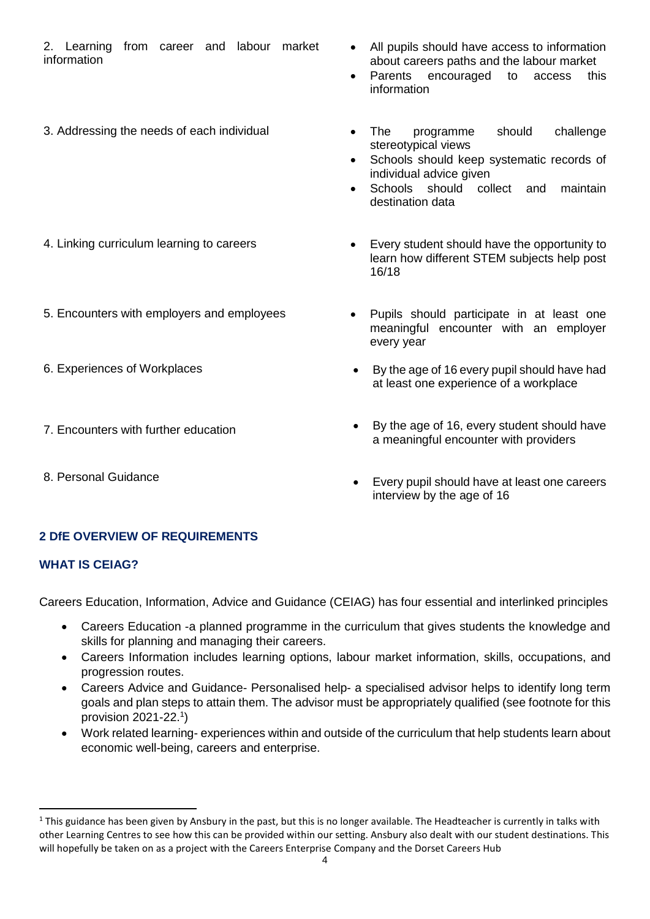| | |
|---|---|
| 2. Learning from career and labour market information | • All pupils should have access to information about careers paths and the labour market<br>• Parents encouraged to access this information |
| 3. Addressing the needs of each individual | • The programme should challenge stereotypical views<br>• Schools should keep systematic records of individual advice given<br>• Schools should collect and maintain destination data |
| 4. Linking curriculum learning to careers | • Every student should have the opportunity to learn how different STEM subjects help post 16/18 |
| 5. Encounters with employers and employees | • Pupils should participate in at least one meaningful encounter with an employer every year |
| 6. Experiences of Workplaces | • By the age of 16 every pupil should have had at least one experience of a workplace |
| 7. Encounters with further education | • By the age of 16, every student should have a meaningful encounter with providers |
| 8. Personal Guidance | • Every pupil should have at least one careers interview by the age of 16 |

## 2 DfE OVERVIEW OF REQUIREMENTS

### WHAT IS CEIAG?

Careers Education, Information, Advice and Guidance (CEIAG) has four essential and interlinked principles

- Careers Education -a planned programme in the curriculum that gives students the knowledge and skills for planning and managing their careers.
- Careers Information includes learning options, labour market information, skills, occupations, and progression routes.
- Careers Advice and Guidance- Personalised help- a specialised advisor helps to identify long term goals and plan steps to attain them. The advisor must be appropriately qualified (see footnote for this provision 2021-22.[1])
- Work related learning- experiences within and outside of the curriculum that help students learn about economic well-being, careers and enterprise.

[1] This guidance has been given by Ansbury in the past, but this is no longer available. The Headteacher is currently in talks with other Learning Centres to see how this can be provided within our setting. Ansbury also dealt with our student destinations. This will hopefully be taken on as a project with the Careers Enterprise Company and the Dorset Careers Hub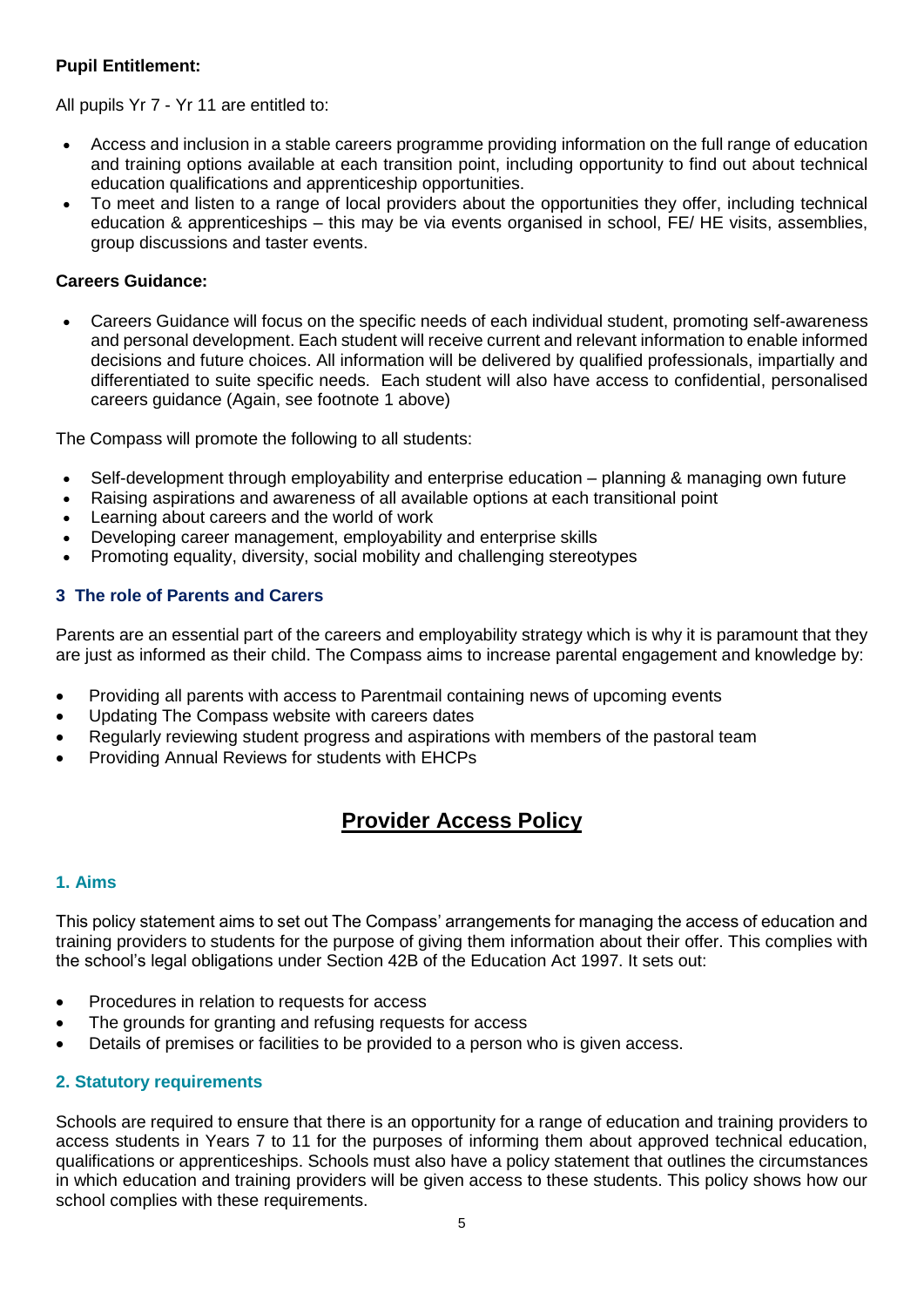**Pupil Entitlement:**

All pupils Yr 7 - Yr 11 are entitled to:

- Access and inclusion in a stable careers programme providing information on the full range of education and training options available at each transition point, including opportunity to find out about technical education qualifications and apprenticeship opportunities.
- To meet and listen to a range of local providers about the opportunities they offer, including technical education & apprenticeships – this may be via events organised in school, FE/ HE visits, assemblies, group discussions and taster events.

**Careers Guidance:**

- Careers Guidance will focus on the specific needs of each individual student, promoting self-awareness and personal development. Each student will receive current and relevant information to enable informed decisions and future choices. All information will be delivered by qualified professionals, impartially and differentiated to suite specific needs. Each student will also have access to confidential, personalised careers guidance (Again, see footnote 1 above)

The Compass will promote the following to all students:

- Self-development through employability and enterprise education – planning & managing own future
- Raising aspirations and awareness of all available options at each transitional point
- Learning about careers and the world of work
- Developing career management, employability and enterprise skills
- Promoting equality, diversity, social mobility and challenging stereotypes

### 3 The role of Parents and Carers

Parents are an essential part of the careers and employability strategy which is why it is paramount that they are just as informed as their child. The Compass aims to increase parental engagement and knowledge by:

- Providing all parents with access to Parentmail containing news of upcoming events
- Updating The Compass website with careers dates
- Regularly reviewing student progress and aspirations with members of the pastoral team
- Providing Annual Reviews for students with EHCPs

## Provider Access Policy

### 1. Aims

This policy statement aims to set out The Compass' arrangements for managing the access of education and training providers to students for the purpose of giving them information about their offer. This complies with the school's legal obligations under Section 42B of the Education Act 1997. It sets out:

- Procedures in relation to requests for access
- The grounds for granting and refusing requests for access
- Details of premises or facilities to be provided to a person who is given access.

### 2. Statutory requirements

Schools are required to ensure that there is an opportunity for a range of education and training providers to access students in Years 7 to 11 for the purposes of informing them about approved technical education, qualifications or apprenticeships. Schools must also have a policy statement that outlines the circumstances in which education and training providers will be given access to these students. This policy shows how our school complies with these requirements.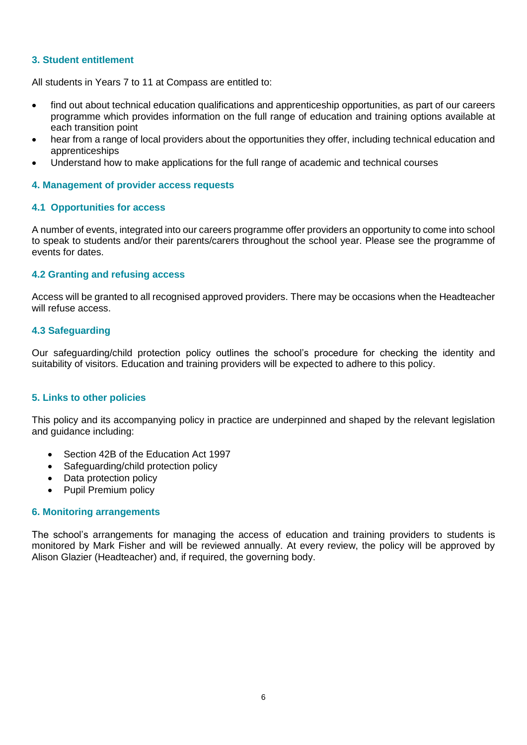## 3. Student entitlement

All students in Years 7 to 11 at Compass are entitled to:

- find out about technical education qualifications and apprenticeship opportunities, as part of our careers programme which provides information on the full range of education and training options available at each transition point
- hear from a range of local providers about the opportunities they offer, including technical education and apprenticeships
- Understand how to make applications for the full range of academic and technical courses

## 4. Management of provider access requests

### 4.1 Opportunities for access

A number of events, integrated into our careers programme offer providers an opportunity to come into school to speak to students and/or their parents/carers throughout the school year. Please see the programme of events for dates.

### 4.2 Granting and refusing access

Access will be granted to all recognised approved providers. There may be occasions when the Headteacher will refuse access.

### 4.3 Safeguarding

Our safeguarding/child protection policy outlines the school's procedure for checking the identity and suitability of visitors. Education and training providers will be expected to adhere to this policy.

## 5. Links to other policies

This policy and its accompanying policy in practice are underpinned and shaped by the relevant legislation and guidance including:

- Section 42B of the Education Act 1997
- Safeguarding/child protection policy
- Data protection policy
- Pupil Premium policy

## 6. Monitoring arrangements

The school's arrangements for managing the access of education and training providers to students is monitored by Mark Fisher and will be reviewed annually. At every review, the policy will be approved by Alison Glazier (Headteacher) and, if required, the governing body.